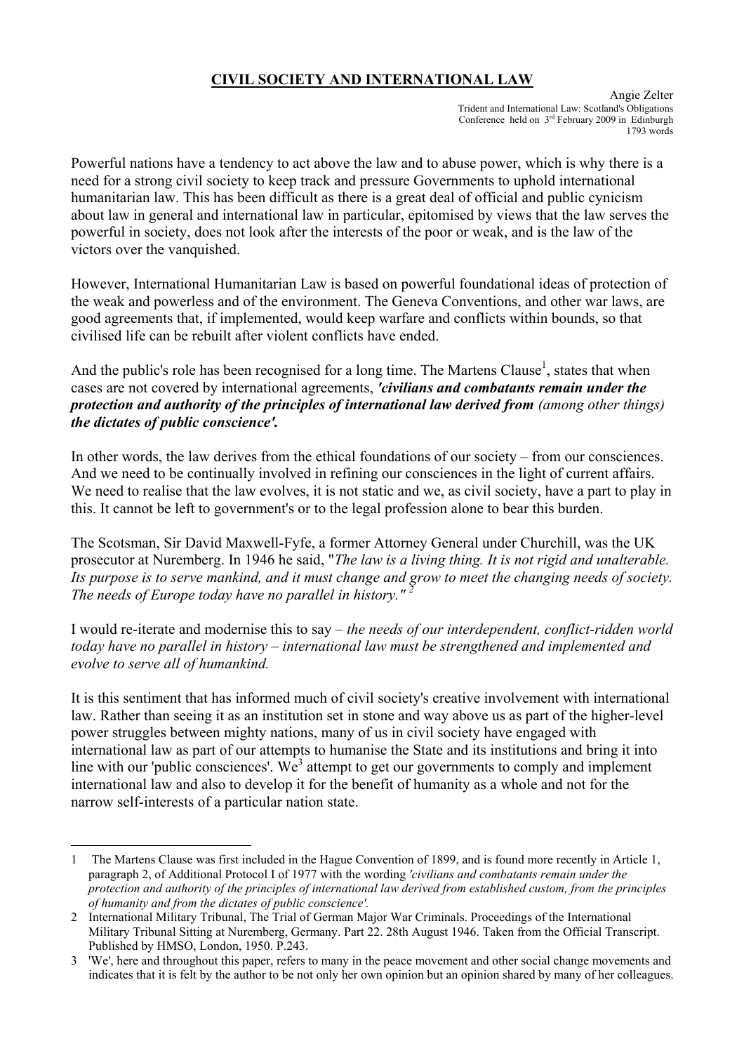# CIVIL SOCIETY AND INTERNATIONAL LAW

Angie Zelter
Trident and International Law: Scotland's Obligations
Conference held on 3rd February 2009 in Edinburgh
1793 words

Powerful nations have a tendency to act above the law and to abuse power, which is why there is a need for a strong civil society to keep track and pressure Governments to uphold international humanitarian law. This has been difficult as there is a great deal of official and public cynicism about law in general and international law in particular, epitomised by views that the law serves the powerful in society, does not look after the interests of the poor or weak, and is the law of the victors over the vanquished.

However, International Humanitarian Law is based on powerful foundational ideas of protection of the weak and powerless and of the environment. The Geneva Conventions, and other war laws, are good agreements that, if implemented, would keep warfare and conflicts within bounds, so that civilised life can be rebuilt after violent conflicts have ended.

And the public's role has been recognised for a long time. The Martens Clause[1], states that when cases are not covered by international agreements, ***'civilians and combatants remain under the protection and authority of the principles of international law derived from*** *(among other things)* ***the dictates of public conscience'.***

In other words, the law derives from the ethical foundations of our society – from our consciences. And we need to be continually involved in refining our consciences in the light of current affairs. We need to realise that the law evolves, it is not static and we, as civil society, have a part to play in this. It cannot be left to government's or to the legal profession alone to bear this burden.

The Scotsman, Sir David Maxwell-Fyfe, a former Attorney General under Churchill, was the UK prosecutor at Nuremberg. In 1946 he said, "*The law is a living thing. It is not rigid and unalterable. Its purpose is to serve mankind, and it must change and grow to meet the changing needs of society. The needs of Europe today have no parallel in history."* [2]

I would re-iterate and modernise this to say – *the needs of our interdependent, conflict-ridden world today have no parallel in history – international law must be strengthened and implemented and evolve to serve all of humankind.*

It is this sentiment that has informed much of civil society's creative involvement with international law. Rather than seeing it as an institution set in stone and way above us as part of the higher-level power struggles between mighty nations, many of us in civil society have engaged with international law as part of our attempts to humanise the State and its institutions and bring it into line with our 'public consciences'. We[3] attempt to get our governments to comply and implement international law and also to develop it for the benefit of humanity as a whole and not for the narrow self-interests of a particular nation state.

---

1 The Martens Clause was first included in the Hague Convention of 1899, and is found more recently in Article 1, paragraph 2, of Additional Protocol I of 1977 with the wording *'civilians and combatants remain under the protection and authority of the principles of international law derived from established custom, from the principles of humanity and from the dictates of public conscience'.*

2 International Military Tribunal, The Trial of German Major War Criminals. Proceedings of the International Military Tribunal Sitting at Nuremberg, Germany. Part 22. 28th August 1946. Taken from the Official Transcript. Published by HMSO, London, 1950. P.243.

3 'We', here and throughout this paper, refers to many in the peace movement and other social change movements and indicates that it is felt by the author to be not only her own opinion but an opinion shared by many of her colleagues.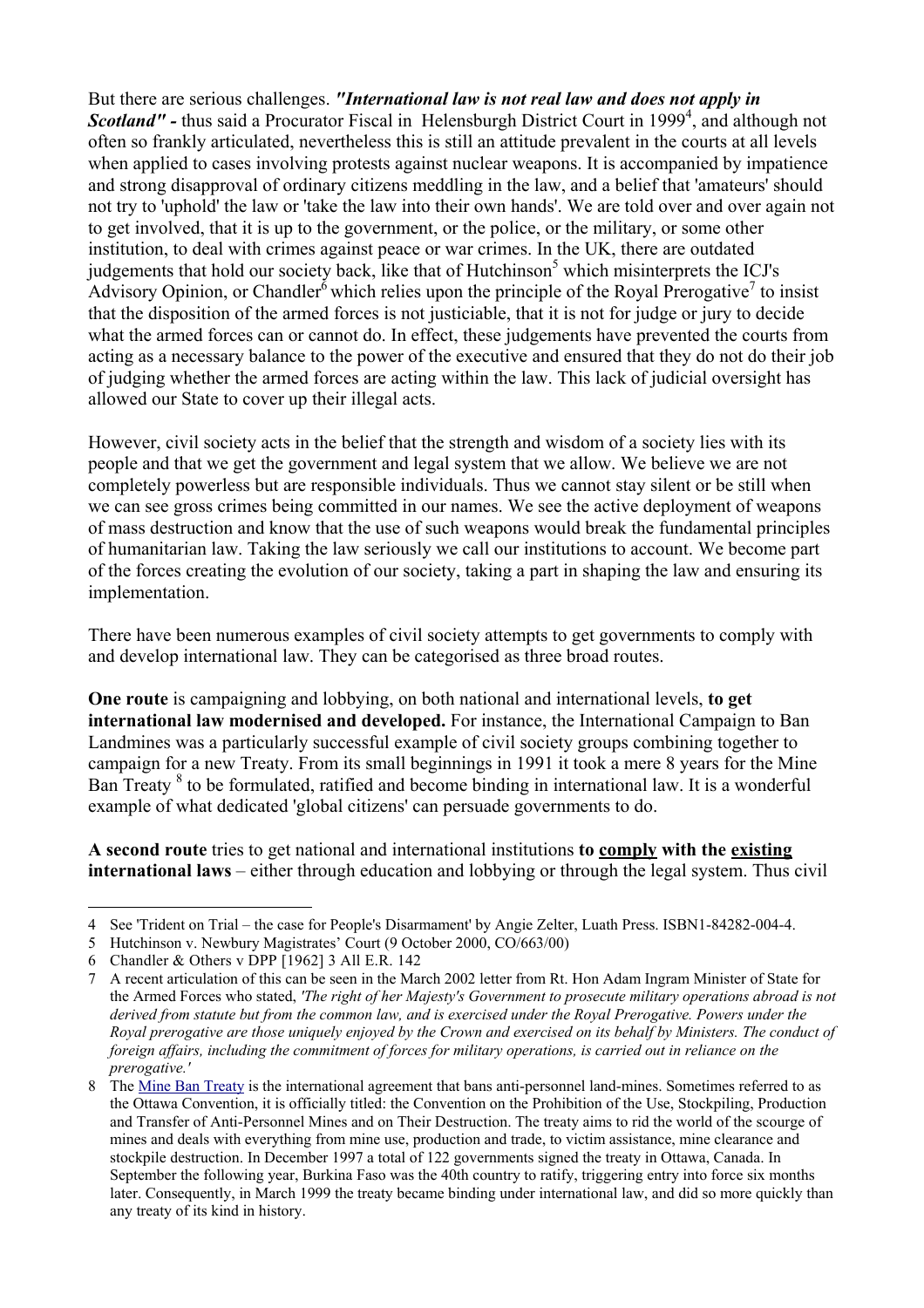But there are serious challenges. ***"International law is not real law and does not apply in Scotland" -*** thus said a Procurator Fiscal in Helensburgh District Court in 1999[4], and although not often so frankly articulated, nevertheless this is still an attitude prevalent in the courts at all levels when applied to cases involving protests against nuclear weapons. It is accompanied by impatience and strong disapproval of ordinary citizens meddling in the law, and a belief that 'amateurs' should not try to 'uphold' the law or 'take the law into their own hands'. We are told over and over again not to get involved, that it is up to the government, or the police, or the military, or some other institution, to deal with crimes against peace or war crimes. In the UK, there are outdated judgements that hold our society back, like that of Hutchinson[5] which misinterprets the ICJ's Advisory Opinion, or Chandler[6] which relies upon the principle of the Royal Prerogative[7] to insist that the disposition of the armed forces is not justiciable, that it is not for judge or jury to decide what the armed forces can or cannot do. In effect, these judgements have prevented the courts from acting as a necessary balance to the power of the executive and ensured that they do not do their job of judging whether the armed forces are acting within the law. This lack of judicial oversight has allowed our State to cover up their illegal acts.

However, civil society acts in the belief that the strength and wisdom of a society lies with its people and that we get the government and legal system that we allow. We believe we are not completely powerless but are responsible individuals. Thus we cannot stay silent or be still when we can see gross crimes being committed in our names. We see the active deployment of weapons of mass destruction and know that the use of such weapons would break the fundamental principles of humanitarian law. Taking the law seriously we call our institutions to account. We become part of the forces creating the evolution of our society, taking a part in shaping the law and ensuring its implementation.

There have been numerous examples of civil society attempts to get governments to comply with and develop international law. They can be categorised as three broad routes.

**One route** is campaigning and lobbying, on both national and international levels, **to get international law modernised and developed.** For instance, the International Campaign to Ban Landmines was a particularly successful example of civil society groups combining together to campaign for a new Treaty. From its small beginnings in 1991 it took a mere 8 years for the Mine Ban Treaty [8] to be formulated, ratified and become binding in international law. It is a wonderful example of what dedicated 'global citizens' can persuade governments to do.

**A second route** tries to get national and international institutions **to comply with the existing international laws** – either through education and lobbying or through the legal system. Thus civil

---

4 See 'Trident on Trial – the case for People's Disarmament' by Angie Zelter, Luath Press. ISBN1-84282-004-4.

5 Hutchinson v. Newbury Magistrates' Court (9 October 2000, CO/663/00)

6 Chandler & Others v DPP [1962] 3 All E.R. 142

7 A recent articulation of this can be seen in the March 2002 letter from Rt. Hon Adam Ingram Minister of State for the Armed Forces who stated, *'The right of her Majesty's Government to prosecute military operations abroad is not derived from statute but from the common law, and is exercised under the Royal Prerogative. Powers under the Royal prerogative are those uniquely enjoyed by the Crown and exercised on its behalf by Ministers. The conduct of foreign affairs, including the commitment of forces for military operations, is carried out in reliance on the prerogative.'*

8 The Mine Ban Treaty is the international agreement that bans anti-personnel land-mines. Sometimes referred to as the Ottawa Convention, it is officially titled: the Convention on the Prohibition of the Use, Stockpiling, Production and Transfer of Anti-Personnel Mines and on Their Destruction. The treaty aims to rid the world of the scourge of mines and deals with everything from mine use, production and trade, to victim assistance, mine clearance and stockpile destruction. In December 1997 a total of 122 governments signed the treaty in Ottawa, Canada. In September the following year, Burkina Faso was the 40th country to ratify, triggering entry into force six months later. Consequently, in March 1999 the treaty became binding under international law, and did so more quickly than any treaty of its kind in history.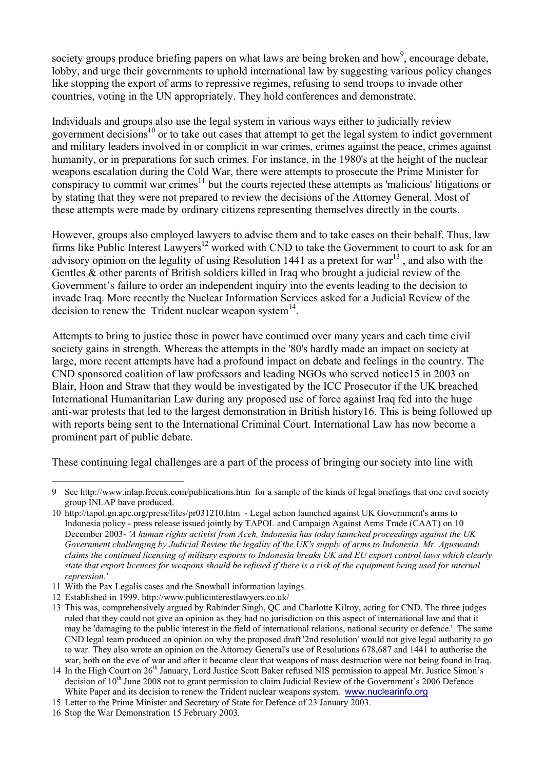society groups produce briefing papers on what laws are being broken and how[9], encourage debate, lobby, and urge their governments to uphold international law by suggesting various policy changes like stopping the export of arms to repressive regimes, refusing to send troops to invade other countries, voting in the UN appropriately. They hold conferences and demonstrate.

Individuals and groups also use the legal system in various ways either to judicially review government decisions[10] or to take out cases that attempt to get the legal system to indict government and military leaders involved in or complicit in war crimes, crimes against the peace, crimes against humanity, or in preparations for such crimes. For instance, in the 1980's at the height of the nuclear weapons escalation during the Cold War, there were attempts to prosecute the Prime Minister for conspiracy to commit war crimes[11] but the courts rejected these attempts as 'malicious' litigations or by stating that they were not prepared to review the decisions of the Attorney General. Most of these attempts were made by ordinary citizens representing themselves directly in the courts.

However, groups also employed lawyers to advise them and to take cases on their behalf. Thus, law firms like Public Interest Lawyers[12] worked with CND to take the Government to court to ask for an advisory opinion on the legality of using Resolution 1441 as a pretext for war[13], and also with the Gentles & other parents of British soldiers killed in Iraq who brought a judicial review of the Government's failure to order an independent inquiry into the events leading to the decision to invade Iraq. More recently the Nuclear Information Services asked for a Judicial Review of the decision to renew the Trident nuclear weapon system[14].

Attempts to bring to justice those in power have continued over many years and each time civil society gains in strength. Whereas the attempts in the '80's hardly made an impact on society at large, more recent attempts have had a profound impact on debate and feelings in the country. The CND sponsored coalition of law professors and leading NGOs who served notice15 in 2003 on Blair, Hoon and Straw that they would be investigated by the ICC Prosecutor if the UK breached International Humanitarian Law during any proposed use of force against Iraq fed into the huge anti-war protests that led to the largest demonstration in British history16. This is being followed up with reports being sent to the International Criminal Court. International Law has now become a prominent part of public debate.

These continuing legal challenges are a part of the process of bringing our society into line with

---

9 See http://www.inlap.freeuk.com/publications.htm for a sample of the kinds of legal briefings that one civil society group INLAP have produced.

10 http://tapol.gn.apc.org/press/files/pr031210.htm - Legal action launched against UK Government's arms to Indonesia policy - press release issued jointly by TAPOL and Campaign Against Arms Trade (CAAT) on 10 December 2003- *'A human rights activist from Aceh, Indonesia has today launched proceedings against the UK Government challenging by Judicial Review the legality of the UK's supply of arms to Indonesia. Mr. Aguswandi claims the continued licensing of military exports to Indonesia breaks UK and EU export control laws which clearly state that export licences for weapons should be refused if there is a risk of the equipment being used for internal repression.'*

11 With the Pax Legalis cases and the Snowball information layings.

12 Established in 1999. http://www.publicinterestlawyers.co.uk/

13 This was, comprehensively argued by Rabinder Singh, QC and Charlotte Kilroy, acting for CND. The three judges ruled that they could not give an opinion as they had no jurisdiction on this aspect of international law and that it may be 'damaging to the public interest in the field of international relations, national security or defence.' The same CND legal team produced an opinion on why the proposed draft '2nd resolution' would not give legal authority to go to war. They also wrote an opinion on the Attorney General's use of Resolutions 678,687 and 1441 to authorise the war, both on the eve of war and after it became clear that weapons of mass destruction were not being found in Iraq.

14 In the High Court on 26th January, Lord Justice Scott Baker refused NIS permission to appeal Mr. Justice Simon's decision of 10th June 2008 not to grant permission to claim Judicial Review of the Government's 2006 Defence White Paper and its decision to renew the Trident nuclear weapons system. www.nuclearinfo.org

15 Letter to the Prime Minister and Secretary of State for Defence of 23 January 2003.

16 Stop the War Demonstration 15 February 2003.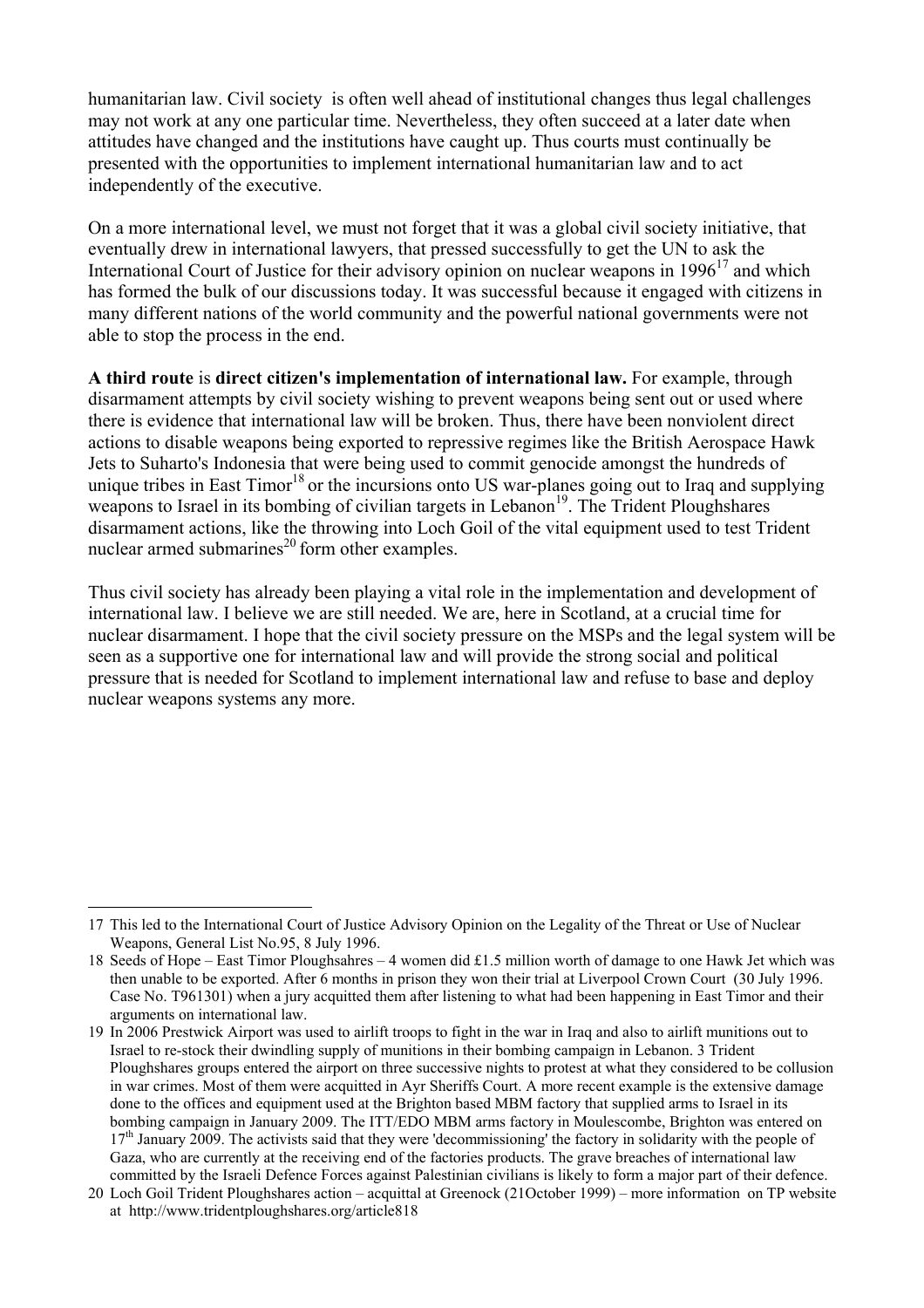humanitarian law. Civil society is often well ahead of institutional changes thus legal challenges may not work at any one particular time. Nevertheless, they often succeed at a later date when attitudes have changed and the institutions have caught up. Thus courts must continually be presented with the opportunities to implement international humanitarian law and to act independently of the executive.

On a more international level, we must not forget that it was a global civil society initiative, that eventually drew in international lawyers, that pressed successfully to get the UN to ask the International Court of Justice for their advisory opinion on nuclear weapons in 1996[17] and which has formed the bulk of our discussions today. It was successful because it engaged with citizens in many different nations of the world community and the powerful national governments were not able to stop the process in the end.

**A third route** is **direct citizen's implementation of international law.** For example, through disarmament attempts by civil society wishing to prevent weapons being sent out or used where there is evidence that international law will be broken. Thus, there have been nonviolent direct actions to disable weapons being exported to repressive regimes like the British Aerospace Hawk Jets to Suharto's Indonesia that were being used to commit genocide amongst the hundreds of unique tribes in East Timor[18] or the incursions onto US war-planes going out to Iraq and supplying weapons to Israel in its bombing of civilian targets in Lebanon[19]. The Trident Ploughshares disarmament actions, like the throwing into Loch Goil of the vital equipment used to test Trident nuclear armed submarines[20] form other examples.

Thus civil society has already been playing a vital role in the implementation and development of international law. I believe we are still needed. We are, here in Scotland, at a crucial time for nuclear disarmament. I hope that the civil society pressure on the MSPs and the legal system will be seen as a supportive one for international law and will provide the strong social and political pressure that is needed for Scotland to implement international law and refuse to base and deploy nuclear weapons systems any more.

---

17 This led to the International Court of Justice Advisory Opinion on the Legality of the Threat or Use of Nuclear Weapons, General List No.95, 8 July 1996.

18 Seeds of Hope – East Timor Ploughsahres – 4 women did £1.5 million worth of damage to one Hawk Jet which was then unable to be exported. After 6 months in prison they won their trial at Liverpool Crown Court (30 July 1996. Case No. T961301) when a jury acquitted them after listening to what had been happening in East Timor and their arguments on international law.

19 In 2006 Prestwick Airport was used to airlift troops to fight in the war in Iraq and also to airlift munitions out to Israel to re-stock their dwindling supply of munitions in their bombing campaign in Lebanon. 3 Trident Ploughshares groups entered the airport on three successive nights to protest at what they considered to be collusion in war crimes. Most of them were acquitted in Ayr Sheriffs Court. A more recent example is the extensive damage done to the offices and equipment used at the Brighton based MBM factory that supplied arms to Israel in its bombing campaign in January 2009. The ITT/EDO MBM arms factory in Moulescombe, Brighton was entered on 17th January 2009. The activists said that they were 'decommissioning' the factory in solidarity with the people of Gaza, who are currently at the receiving end of the factories products. The grave breaches of international law committed by the Israeli Defence Forces against Palestinian civilians is likely to form a major part of their defence.

20 Loch Goil Trident Ploughshares action – acquittal at Greenock (21October 1999) – more information on TP website at http://www.tridentploughshares.org/article818